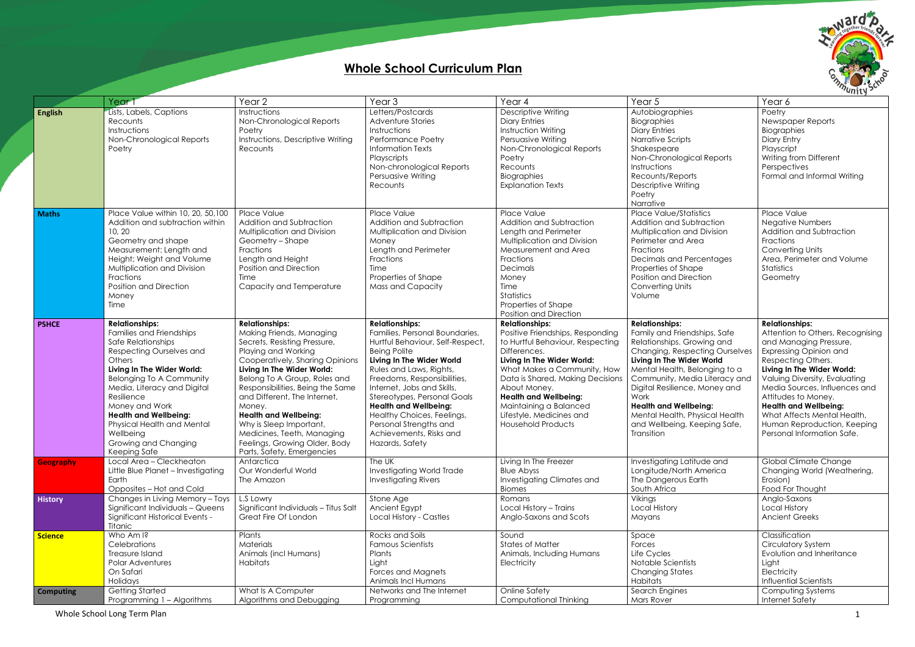# Whole School Curriculum Plan

| | Year 1 | Year 2 | Year 3 | Year 4 | Year 5 | Year 6 |
|---|---|---|---|---|---|---|
| **English** | Lists, Labels, Captions<br>Recounts<br>Instructions<br>Non-Chronological Reports<br>Poetry | Instructions<br>Non-Chronological Reports<br>Poetry<br>Instructions, Descriptive Writing<br>Recounts | Letters/Postcards<br>Adventure Stories<br>Instructions<br>Performance Poetry<br>Information Texts<br>Playscripts<br>Non-chronological Reports<br>Persuasive Writing<br>Recounts | Descriptive Writing<br>Diary Entries<br>Instruction Writing<br>Persuasive Writing<br>Non-Chronological Reports<br>Poetry<br>Recounts<br>Biographies<br>Explanation Texts | Autobiographies<br>Biographies<br>Diary Entries<br>Narrative Scripts<br>Shakespeare<br>Non-Chronological Reports<br>Instructions<br>Recounts/Reports<br>Descriptive Writing<br>Poetry<br>Narrative | Poetry<br>Newspaper Reports<br>Biographies<br>Diary Entry<br>Playscript<br>Writing from Different Perspectives<br>Formal and Informal Writing |
| **Maths** | Place Value within 10, 20, 50,100<br>Addition and subtraction within 10, 20<br>Geometry and shape<br>Measurement: Length and Height; Weight and Volume<br>Multiplication and Division<br>Fractions<br>Position and Direction<br>Money<br>Time | Place Value<br>Addition and Subtraction<br>Multiplication and Division<br>Geometry – Shape<br>Fractions<br>Length and Height<br>Position and Direction<br>Time<br>Capacity and Temperature | Place Value<br>Addition and Subtraction<br>Multiplication and Division<br>Money<br>Length and Perimeter<br>Fractions<br>Time<br>Properties of Shape<br>Mass and Capacity | Place Value<br>Addition and Subtraction<br>Length and Perimeter<br>Multiplication and Division<br>Measurement and Area<br>Fractions<br>Decimals<br>Money<br>Time<br>Statistics<br>Properties of Shape<br>Position and Direction | Place Value/Statistics<br>Addition and Subtraction<br>Multiplication and Division<br>Perimeter and Area<br>Fractions<br>Decimals and Percentages<br>Properties of Shape<br>Position and Direction<br>Converting Units<br>Volume | Place Value<br>Negative Numbers<br>Addition and Subtraction<br>Fractions<br>Converting Units<br>Area, Perimeter and Volume<br>Statistics<br>Geometry |
| **PSHCE** | **Relationships:**<br>Families and Friendships<br>Safe Relationships<br>Respecting Ourselves and Others<br>**Living In The Wider World:**<br>Belonging To A Community<br>Media, Literacy and Digital Resilience<br>Money and Work<br>**Health and Wellbeing:**<br>Physical Health and Mental Wellbeing<br>Growing and Changing<br>Keeping Safe | **Relationships:**<br>Making Friends, Managing Secrets, Resisting Pressure, Playing and Working Cooperatively, Sharing Opinions<br>**Living In The Wider World:**<br>Belong To A Group, Roles and Responsibilities, Being the Same and Different, The Internet, Money.<br>**Health and Wellbeing:**<br>Why is Sleep Important, Medicines, Teeth, Managing Feelings, Growing Older, Body Parts, Safety, Emergencies | **Relationships:**<br>Families, Personal Boundaries, Hurtful Behaviour, Self-Respect, Being Polite<br>**Living In The Wider World**<br>Rules and Laws, Rights, Freedoms, Responsibilities, Internet, Jobs and Skills, Stereotypes, Personal Goals<br>**Health and Wellbeing:**<br>Healthy Choices, Feelings, Personal Strengths and Achievements, Risks and Hazards, Safety | **Relationships:**<br>Positive Friendships, Responding to Hurtful Behaviour, Respecting Differences.<br>**Living In The Wider World:**<br>What Makes a Community, How Data is Shared, Making Decisions About Money.<br>**Health and Wellbeing:**<br>Maintaining a Balanced Lifestyle, Medicines and Household Products | **Relationships:**<br>Family and Friendships, Safe Relationships. Growing and Changing, Respecting Ourselves<br>**Living In The Wider World**<br>Mental Health, Belonging to a Community, Media Literacy and Digital Resilience, Money and Work<br>**Health and Wellbeing:**<br>Mental Health, Physical Health and Wellbeing, Keeping Safe, Transition | **Relationships:**<br>Attention to Others, Recognising and Managing Pressure, Expressing Opinion and Respecting Others.<br>**Living In The Wider World:**<br>Valuing Diversity, Evaluating Media Sources, Influences and Attitudes to Money.<br>**Health and Wellbeing:**<br>What Affects Mental Health, Human Reproduction, Keeping Personal Information Safe. |
| **Geography** | Local Area – Cleckheaton<br>Little Blue Planet – Investigating Earth<br>Opposites – Hot and Cold | Antarctica<br>Our Wonderful World<br>The Amazon | The UK<br>Investigating World Trade<br>Investigating Rivers | Living In The Freezer<br>Blue Abyss<br>Investigating Climates and Biomes | Investigating Latitude and Longitude/North America<br>The Dangerous Earth<br>South Africa | Global Climate Change<br>Changing World (Weathering, Erosion)<br>Food For Thought |
| **History** | Changes in Living Memory – Toys<br>Significant Individuals – Queens<br>Significant Historical Events - Titanic | L.S Lowry<br>Significant Individuals – Titus Salt<br>Great Fire Of London | Stone Age<br>Ancient Egypt<br>Local History - Castles | Romans<br>Local History – Trains<br>Anglo-Saxons and Scots | Vikings<br>Local History<br>Mayans | Anglo-Saxons<br>Local History<br>Ancient Greeks |
| **Science** | Who Am I?<br>Celebrations<br>Treasure Island<br>Polar Adventures<br>On Safari<br>Holidays | Plants<br>Materials<br>Animals (incl Humans)<br>Habitats | Rocks and Soils<br>Famous Scientists<br>Plants<br>Light<br>Forces and Magnets<br>Animals Incl Humans | Sound<br>States of Matter<br>Animals, Including Humans<br>Electricity | Space<br>Forces<br>Life Cycles<br>Notable Scientists<br>Changing States<br>Habitats | Classification<br>Circulatory System<br>Evolution and Inheritance<br>Light<br>Electricity<br>Influential Scientists |
| **Computing** | Getting Started<br>Programming 1 – Algorithms | What Is A Computer<br>Algorithms and Debugging | Networks and The Internet<br>Programming | Online Safety<br>Computational Thinking | Search Engines<br>Mars Rover | Computing Systems<br>Internet Safety |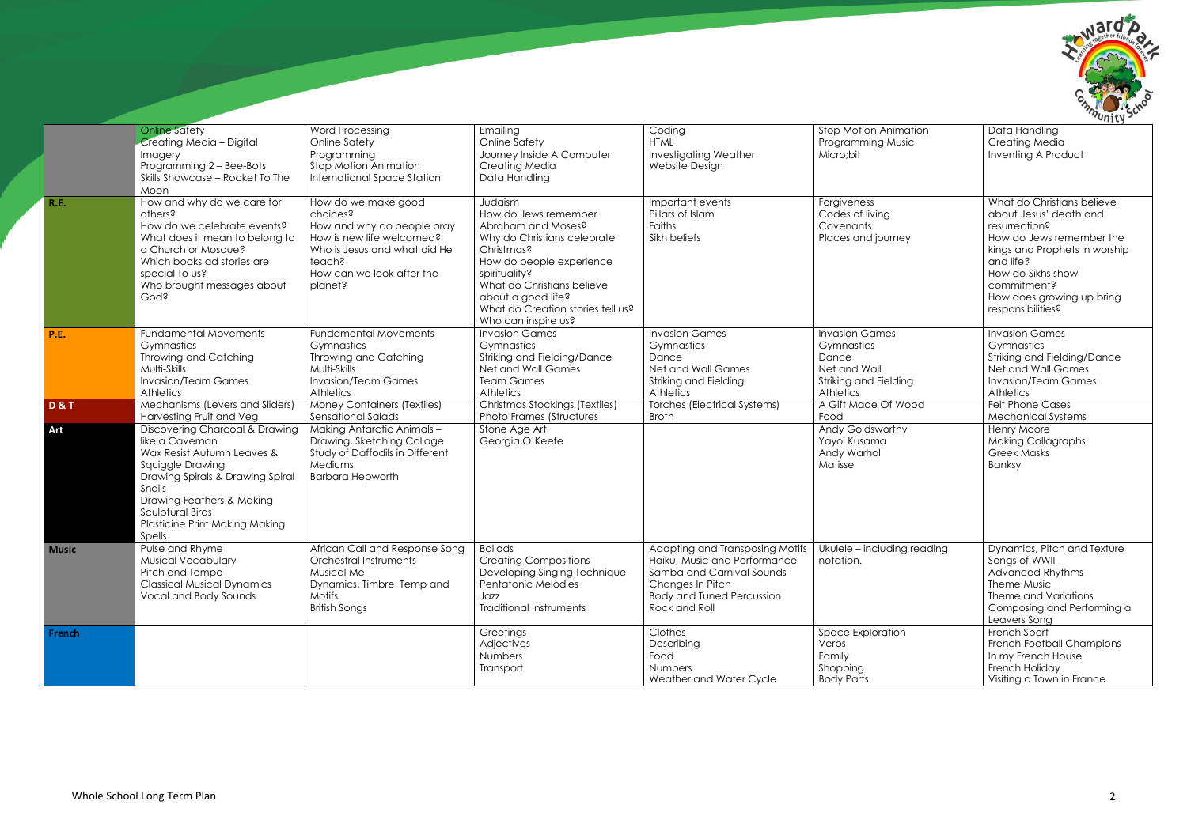| | | | | | | |
|---|---|---|---|---|---|---|
| | Online Safety<br>Creating Media – Digital Imagery<br>Programming 2 – Bee-Bots<br>Skills Showcase – Rocket To The Moon | Word Processing<br>Online Safety<br>Programming<br>Stop Motion Animation<br>International Space Station | Emailing<br>Online Safety<br>Journey Inside A Computer<br>Creating Media<br>Data Handling | Coding<br>HTML<br>Investigating Weather<br>Website Design | Stop Motion Animation<br>Programming Music<br>Micro;bit | Data Handling<br>Creating Media<br>Inventing A Product |
| **R.E.** | How and why do we care for others?<br>How do we celebrate events?<br>What does it mean to belong to a Church or Mosque?<br>Which books ad stories are special To us?<br>Who brought messages about God? | How do we make good choices?<br>How and why do people pray<br>How is new life welcomed?<br>Who is Jesus and what did He teach?<br>How can we look after the planet? | Judaism<br>How do Jews remember Abraham and Moses?<br>Why do Christians celebrate Christmas?<br>How do people experience spirituality?<br>What do Christians believe about a good life?<br>What do Creation stories tell us?<br>Who can inspire us? | Important events<br>Pillars of Islam<br>Faiths<br>Sikh beliefs | Forgiveness<br>Codes of living<br>Covenants<br>Places and journey | What do Christians believe about Jesus' death and resurrection?<br>How do Jews remember the kings and Prophets in worship and life?<br>How do Sikhs show commitment?<br>How does growing up bring responsibilities? |
| **P.E.** | Fundamental Movements<br>Gymnastics<br>Throwing and Catching<br>Multi-Skills<br>Invasion/Team Games<br>Athletics | Fundamental Movements<br>Gymnastics<br>Throwing and Catching<br>Multi-Skills<br>Invasion/Team Games<br>Athletics | Invasion Games<br>Gymnastics<br>Striking and Fielding/Dance<br>Net and Wall Games<br>Team Games<br>Athletics | Invasion Games<br>Gymnastics<br>Dance<br>Net and Wall Games<br>Striking and Fielding<br>Athletics | Invasion Games<br>Gymnastics<br>Dance<br>Net and Wall<br>Striking and Fielding<br>Athletics | Invasion Games<br>Gymnastics<br>Striking and Fielding/Dance<br>Net and Wall Games<br>Invasion/Team Games<br>Athletics |
| **D & T** | Mechanisms (Levers and Sliders)<br>Harvesting Fruit and Veg | Money Containers (Textiles)<br>Sensational Salads | Christmas Stockings (Textiles)<br>Photo Frames (Structures | Torches (Electrical Systems)<br>Broth | A Gift Made Of Wood<br>Food | Felt Phone Cases<br>Mechanical Systems |
| **Art** | Discovering Charcoal & Drawing like a Caveman<br>Wax Resist Autumn Leaves & Squiggle Drawing<br>Drawing Spirals & Drawing Spiral Snails<br>Drawing Feathers & Making Sculptural Birds<br>Plasticine Print Making Making Spells | Making Antarctic Animals – Drawing, Sketching Collage<br>Study of Daffodils in Different Mediums<br>Barbara Hepworth | Stone Age Art<br>Georgia O'Keefe | | Andy Goldsworthy<br>Yayoi Kusama<br>Andy Warhol<br>Matisse | Henry Moore<br>Making Collagraphs<br>Greek Masks<br>Banksy |
| **Music** | Pulse and Rhyme<br>Musical Vocabulary<br>Pitch and Tempo<br>Classical Musical Dynamics<br>Vocal and Body Sounds | African Call and Response Song<br>Orchestral Instruments<br>Musical Me<br>Dynamics, Timbre, Temp and Motifs<br>British Songs | Ballads<br>Creating Compositions<br>Developing Singing Technique<br>Pentatonic Melodies<br>Jazz<br>Traditional Instruments | Adapting and Transposing Motifs<br>Haiku, Music and Performance<br>Samba and Carnival Sounds<br>Changes In Pitch<br>Body and Tuned Percussion<br>Rock and Roll | Ukulele – including reading notation. | Dynamics, Pitch and Texture<br>Songs of WWII<br>Advanced Rhythms<br>Theme Music<br>Theme and Variations<br>Composing and Performing a Leavers Song |
| **French** | | | Greetings<br>Adjectives<br>Numbers<br>Transport | Clothes<br>Describing<br>Food<br>Numbers<br>Weather and Water Cycle | Space Exploration<br>Verbs<br>Family<br>Shopping<br>Body Parts | French Sport<br>French Football Champions<br>In my French House<br>French Holiday<br>Visiting a Town in France |